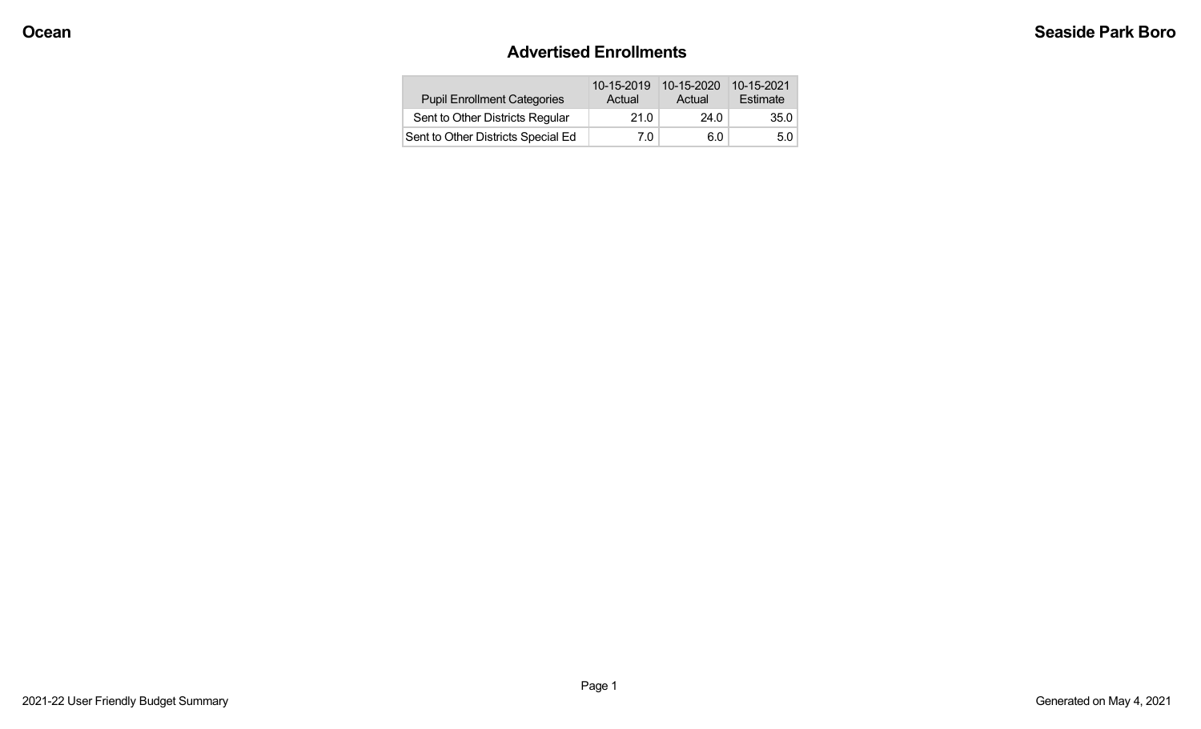Ocean

Seaside Park Boro

## Advertised Enrollments

| Pupil Enrollment Categories | 10-15-2019 Actual | 10-15-2020 Actual | 10-15-2021 Estimate |
|---|---|---|---|
| Sent to Other Districts Regular | 21.0 | 24.0 | 35.0 |
| Sent to Other Districts Special Ed | 7.0 | 6.0 | 5.0 |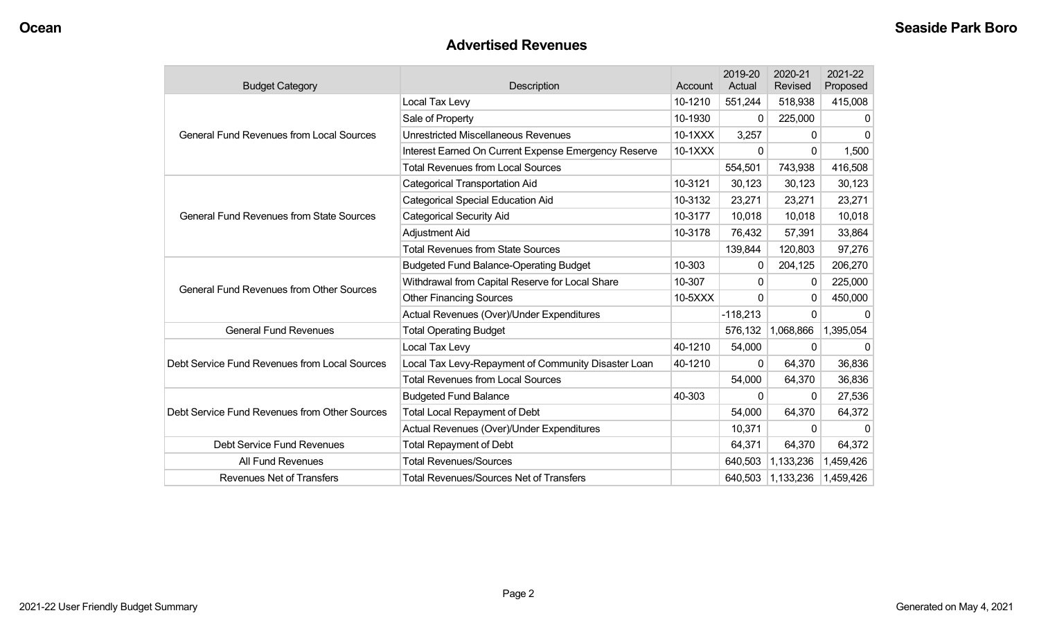## Advertised Revenues

| Budget Category | Description | Account | 2019-20 Actual | 2020-21 Revised | 2021-22 Proposed |
|---|---|---|---|---|---|
| General Fund Revenues from Local Sources | Local Tax Levy | 10-1210 | 551,244 | 518,938 | 415,008 |
| | Sale of Property | 10-1930 | 0 | 225,000 | 0 |
| | Unrestricted Miscellaneous Revenues | 10-1XXX | 3,257 | 0 | 0 |
| | Interest Earned On Current Expense Emergency Reserve | 10-1XXX | 0 | 0 | 1,500 |
| | Total Revenues from Local Sources | | 554,501 | 743,938 | 416,508 |
| General Fund Revenues from State Sources | Categorical Transportation Aid | 10-3121 | 30,123 | 30,123 | 30,123 |
| | Categorical Special Education Aid | 10-3132 | 23,271 | 23,271 | 23,271 |
| | Categorical Security Aid | 10-3177 | 10,018 | 10,018 | 10,018 |
| | Adjustment Aid | 10-3178 | 76,432 | 57,391 | 33,864 |
| | Total Revenues from State Sources | | 139,844 | 120,803 | 97,276 |
| General Fund Revenues from Other Sources | Budgeted Fund Balance-Operating Budget | 10-303 | 0 | 204,125 | 206,270 |
| | Withdrawal from Capital Reserve for Local Share | 10-307 | 0 | 0 | 225,000 |
| | Other Financing Sources | 10-5XXX | 0 | 0 | 450,000 |
| | Actual Revenues (Over)/Under Expenditures | | -118,213 | 0 | 0 |
| General Fund Revenues | Total Operating Budget | | 576,132 | 1,068,866 | 1,395,054 |
| Debt Service Fund Revenues from Local Sources | Local Tax Levy | 40-1210 | 54,000 | 0 | 0 |
| | Local Tax Levy-Repayment of Community Disaster Loan | 40-1210 | 0 | 64,370 | 36,836 |
| | Total Revenues from Local Sources | | 54,000 | 64,370 | 36,836 |
| Debt Service Fund Revenues from Other Sources | Budgeted Fund Balance | 40-303 | 0 | 0 | 27,536 |
| | Total Local Repayment of Debt | | 54,000 | 64,370 | 64,372 |
| | Actual Revenues (Over)/Under Expenditures | | 10,371 | 0 | 0 |
| Debt Service Fund Revenues | Total Repayment of Debt | | 64,371 | 64,370 | 64,372 |
| All Fund Revenues | Total Revenues/Sources | | 640,503 | 1,133,236 | 1,459,426 |
| Revenues Net of Transfers | Total Revenues/Sources Net of Transfers | | 640,503 | 1,133,236 | 1,459,426 |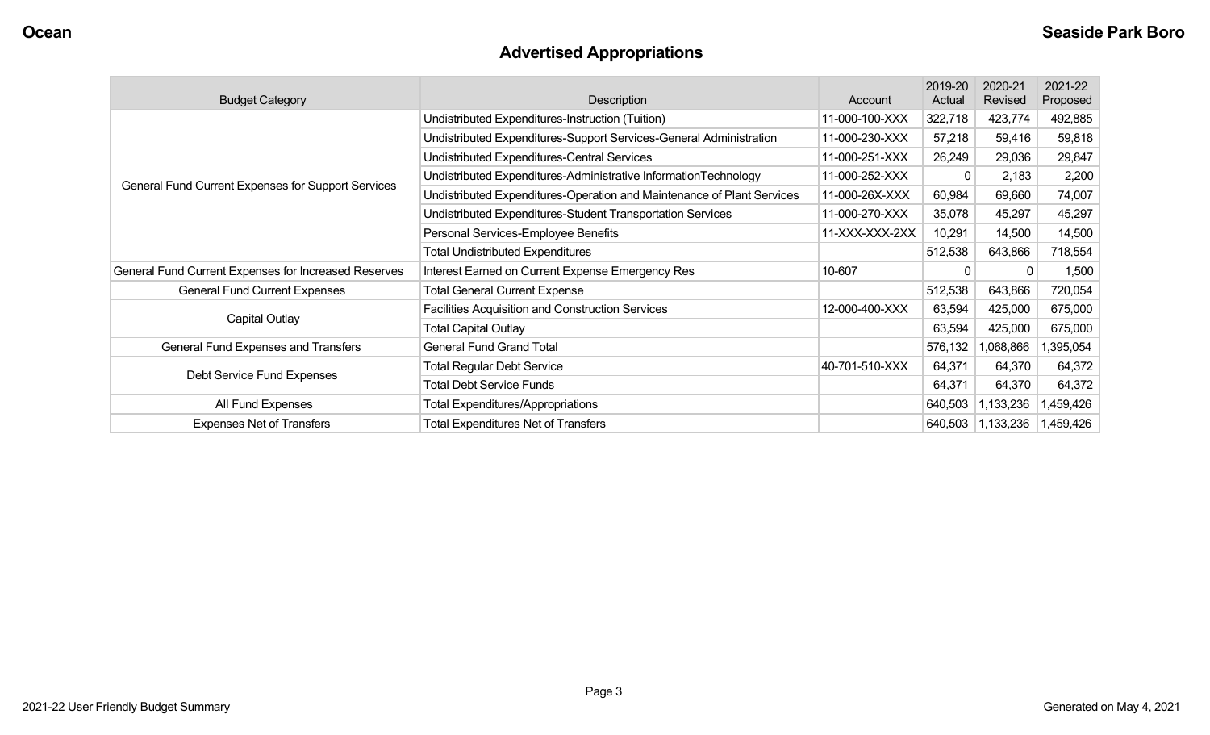## Advertised Appropriations

| Budget Category | Description | Account | 2019-20 Actual | 2020-21 Revised | 2021-22 Proposed |
|---|---|---|---|---|---|
| General Fund Current Expenses for Support Services | Undistributed Expenditures-Instruction (Tuition) | 11-000-100-XXX | 322,718 | 423,774 | 492,885 |
| | Undistributed Expenditures-Support Services-General Administration | 11-000-230-XXX | 57,218 | 59,416 | 59,818 |
| | Undistributed Expenditures-Central Services | 11-000-251-XXX | 26,249 | 29,036 | 29,847 |
| | Undistributed Expenditures-Administrative InformationTechnology | 11-000-252-XXX | 0 | 2,183 | 2,200 |
| | Undistributed Expenditures-Operation and Maintenance of Plant Services | 11-000-26X-XXX | 60,984 | 69,660 | 74,007 |
| | Undistributed Expenditures-Student Transportation Services | 11-000-270-XXX | 35,078 | 45,297 | 45,297 |
| | Personal Services-Employee Benefits | 11-XXX-XXX-2XX | 10,291 | 14,500 | 14,500 |
| | Total Undistributed Expenditures | | 512,538 | 643,866 | 718,554 |
| General Fund Current Expenses for Increased Reserves | Interest Earned on Current Expense Emergency Res | 10-607 | 0 | 0 | 1,500 |
| General Fund Current Expenses | Total General Current Expense | | 512,538 | 643,866 | 720,054 |
| Capital Outlay | Facilities Acquisition and Construction Services | 12-000-400-XXX | 63,594 | 425,000 | 675,000 |
| | Total Capital Outlay | | 63,594 | 425,000 | 675,000 |
| General Fund Expenses and Transfers | General Fund Grand Total | | 576,132 | 1,068,866 | 1,395,054 |
| Debt Service Fund Expenses | Total Regular Debt Service | 40-701-510-XXX | 64,371 | 64,370 | 64,372 |
| | Total Debt Service Funds | | 64,371 | 64,370 | 64,372 |
| All Fund Expenses | Total Expenditures/Appropriations | | 640,503 | 1,133,236 | 1,459,426 |
| Expenses Net of Transfers | Total Expenditures Net of Transfers | | 640,503 | 1,133,236 | 1,459,426 |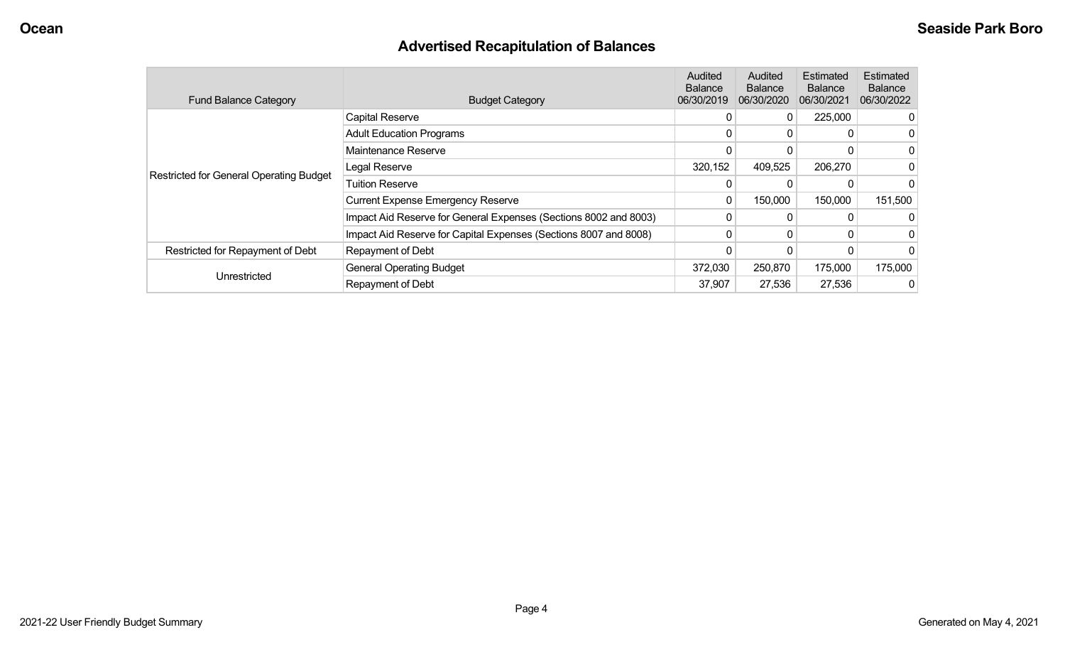## Advertised Recapitulation of Balances

| Fund Balance Category | Budget Category | Audited Balance 06/30/2019 | Audited Balance 06/30/2020 | Estimated Balance 06/30/2021 | Estimated Balance 06/30/2022 |
|---|---|---|---|---|---|
| Restricted for General Operating Budget | Capital Reserve | 0 | 0 | 225,000 | 0 |
| | Adult Education Programs | 0 | 0 | 0 | 0 |
| | Maintenance Reserve | 0 | 0 | 0 | 0 |
| | Legal Reserve | 320,152 | 409,525 | 206,270 | 0 |
| | Tuition Reserve | 0 | 0 | 0 | 0 |
| | Current Expense Emergency Reserve | 0 | 150,000 | 150,000 | 151,500 |
| | Impact Aid Reserve for General Expenses (Sections 8002 and 8003) | 0 | 0 | 0 | 0 |
| | Impact Aid Reserve for Capital Expenses (Sections 8007 and 8008) | 0 | 0 | 0 | 0 |
| Restricted for Repayment of Debt | Repayment of Debt | 0 | 0 | 0 | 0 |
| Unrestricted | General Operating Budget | 372,030 | 250,870 | 175,000 | 175,000 |
| | Repayment of Debt | 37,907 | 27,536 | 27,536 | 0 |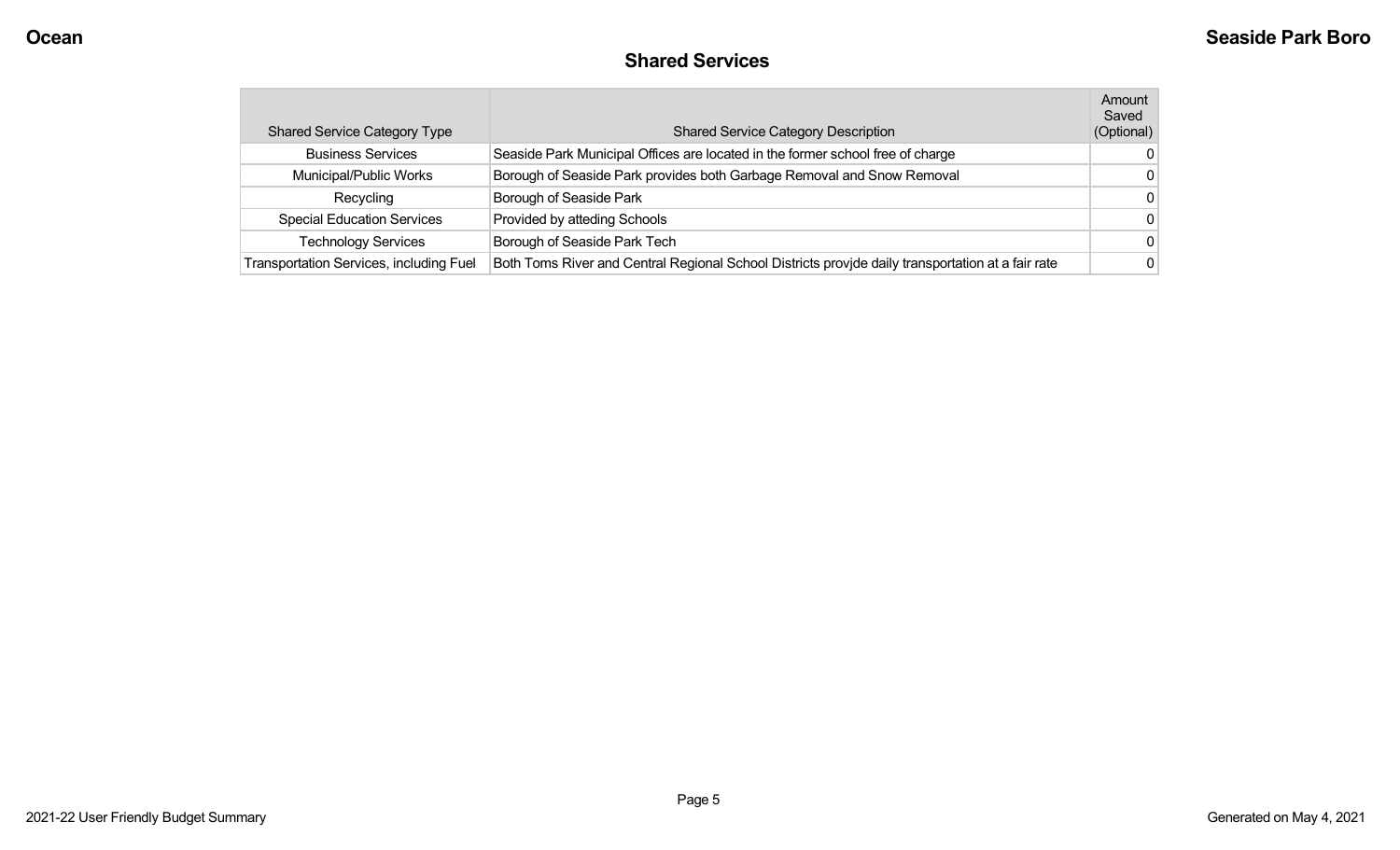## Shared Services

| Shared Service Category Type | Shared Service Category Description | Amount Saved (Optional) |
|---|---|---|
| Business Services | Seaside Park Municipal Offices are located in the former school free of charge | 0 |
| Municipal/Public Works | Borough of Seaside Park provides both Garbage Removal and Snow Removal | 0 |
| Recycling | Borough of Seaside Park | 0 |
| Special Education Services | Provided by atteding Schools | 0 |
| Technology Services | Borough of Seaside Park Tech | 0 |
| Transportation Services, including Fuel | Both Toms River and Central Regional School Districts provjde daily transportation at a fair rate | 0 |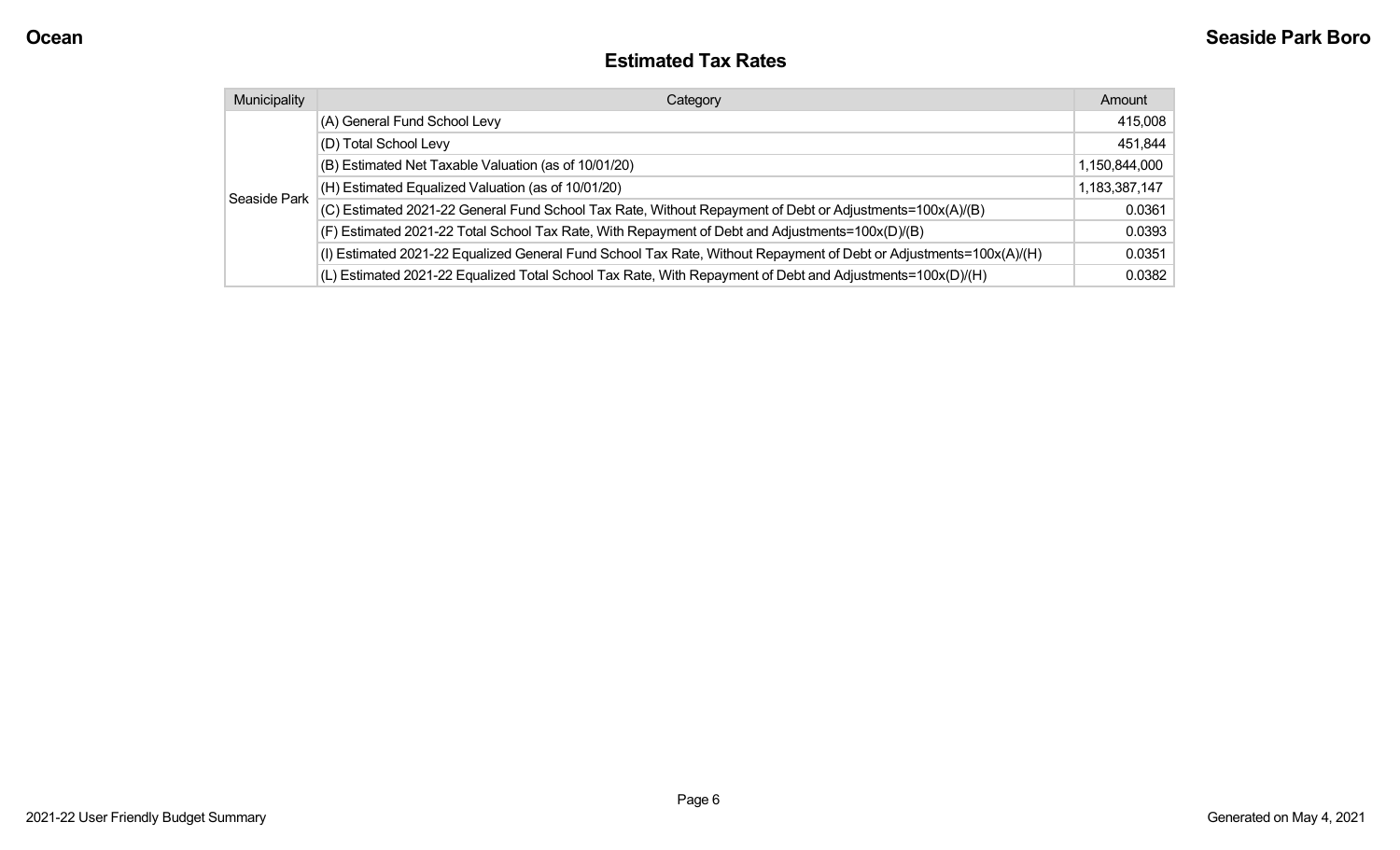# Estimated Tax Rates

| Municipality | Category | Amount |
| --- | --- | --- |
| Seaside Park | (A) General Fund School Levy | 415,008 |
| | (D) Total School Levy | 451,844 |
| | (B) Estimated Net Taxable Valuation (as of 10/01/20) | 1,150,844,000 |
| | (H) Estimated Equalized Valuation (as of 10/01/20) | 1,183,387,147 |
| | (C) Estimated 2021-22 General Fund School Tax Rate, Without Repayment of Debt or Adjustments=100x(A)/(B) | 0.0361 |
| | (F) Estimated 2021-22 Total School Tax Rate, With Repayment of Debt and Adjustments=100x(D)/(B) | 0.0393 |
| | (I) Estimated 2021-22 Equalized General Fund School Tax Rate, Without Repayment of Debt or Adjustments=100x(A)/(H) | 0.0351 |
| | (L) Estimated 2021-22 Equalized Total School Tax Rate, With Repayment of Debt and Adjustments=100x(D)/(H) | 0.0382 |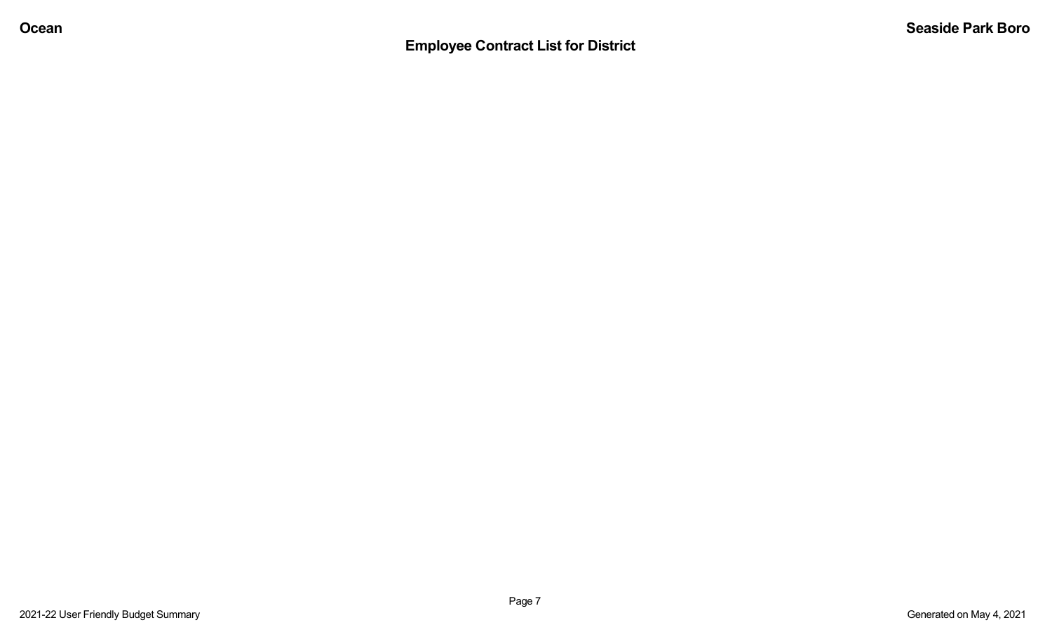# Employee Contract List for District